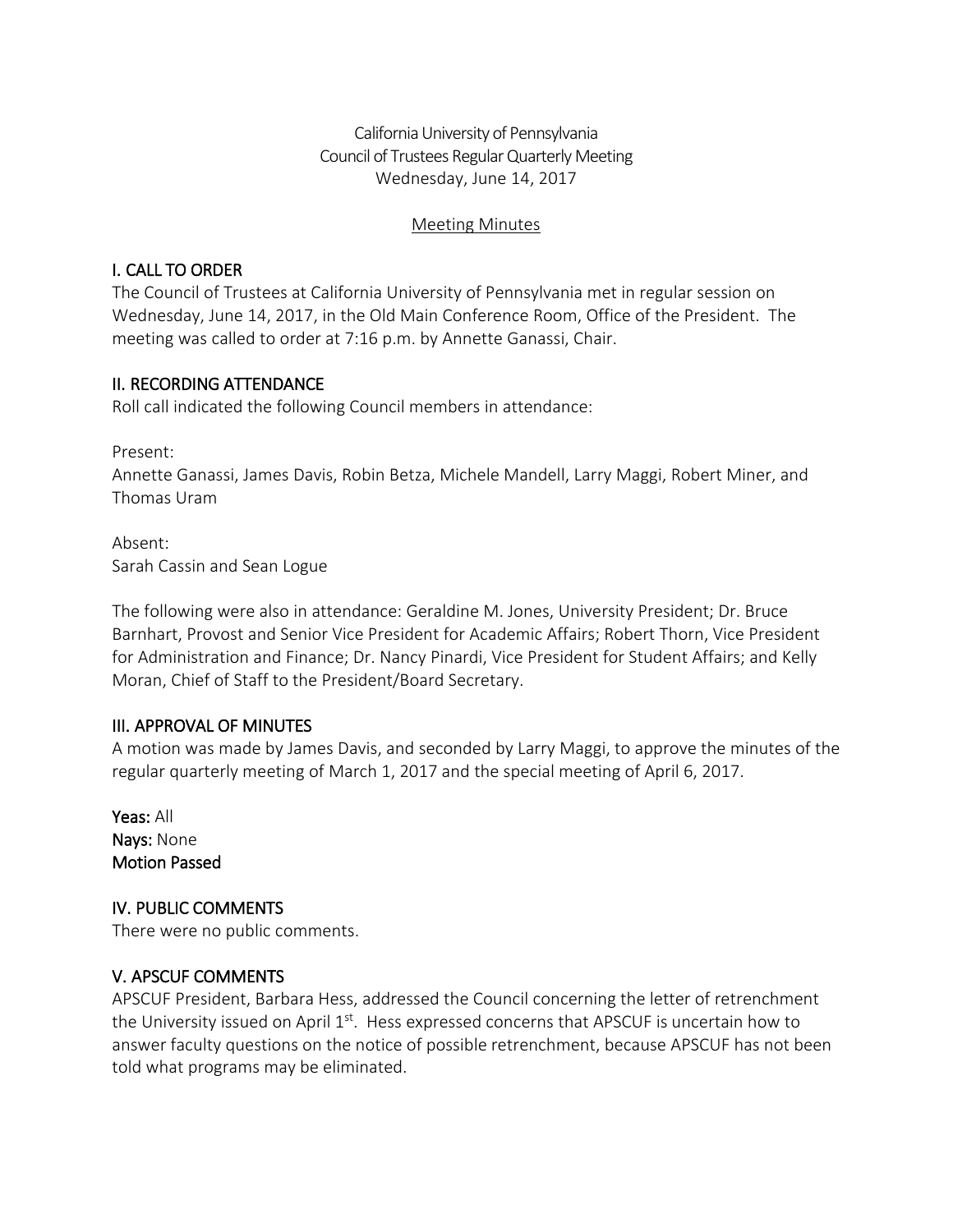California University of Pennsylvania
Council of Trustees Regular Quarterly Meeting
Wednesday, June 14, 2017

Meeting Minutes

## I. CALL TO ORDER

The Council of Trustees at California University of Pennsylvania met in regular session on Wednesday, June 14, 2017, in the Old Main Conference Room, Office of the President. The meeting was called to order at 7:16 p.m. by Annette Ganassi, Chair.

## II. RECORDING ATTENDANCE

Roll call indicated the following Council members in attendance:

Present:
Annette Ganassi, James Davis, Robin Betza, Michele Mandell, Larry Maggi, Robert Miner, and Thomas Uram

Absent:
Sarah Cassin and Sean Logue

The following were also in attendance: Geraldine M. Jones, University President; Dr. Bruce Barnhart, Provost and Senior Vice President for Academic Affairs; Robert Thorn, Vice President for Administration and Finance; Dr. Nancy Pinardi, Vice President for Student Affairs; and Kelly Moran, Chief of Staff to the President/Board Secretary.

## III. APPROVAL OF MINUTES

A motion was made by James Davis, and seconded by Larry Maggi, to approve the minutes of the regular quarterly meeting of March 1, 2017 and the special meeting of April 6, 2017.

**Yeas:** All
**Nays:** None
**Motion Passed**

## IV. PUBLIC COMMENTS

There were no public comments.

## V. APSCUF COMMENTS

APSCUF President, Barbara Hess, addressed the Council concerning the letter of retrenchment the University issued on April 1st. Hess expressed concerns that APSCUF is uncertain how to answer faculty questions on the notice of possible retrenchment, because APSCUF has not been told what programs may be eliminated.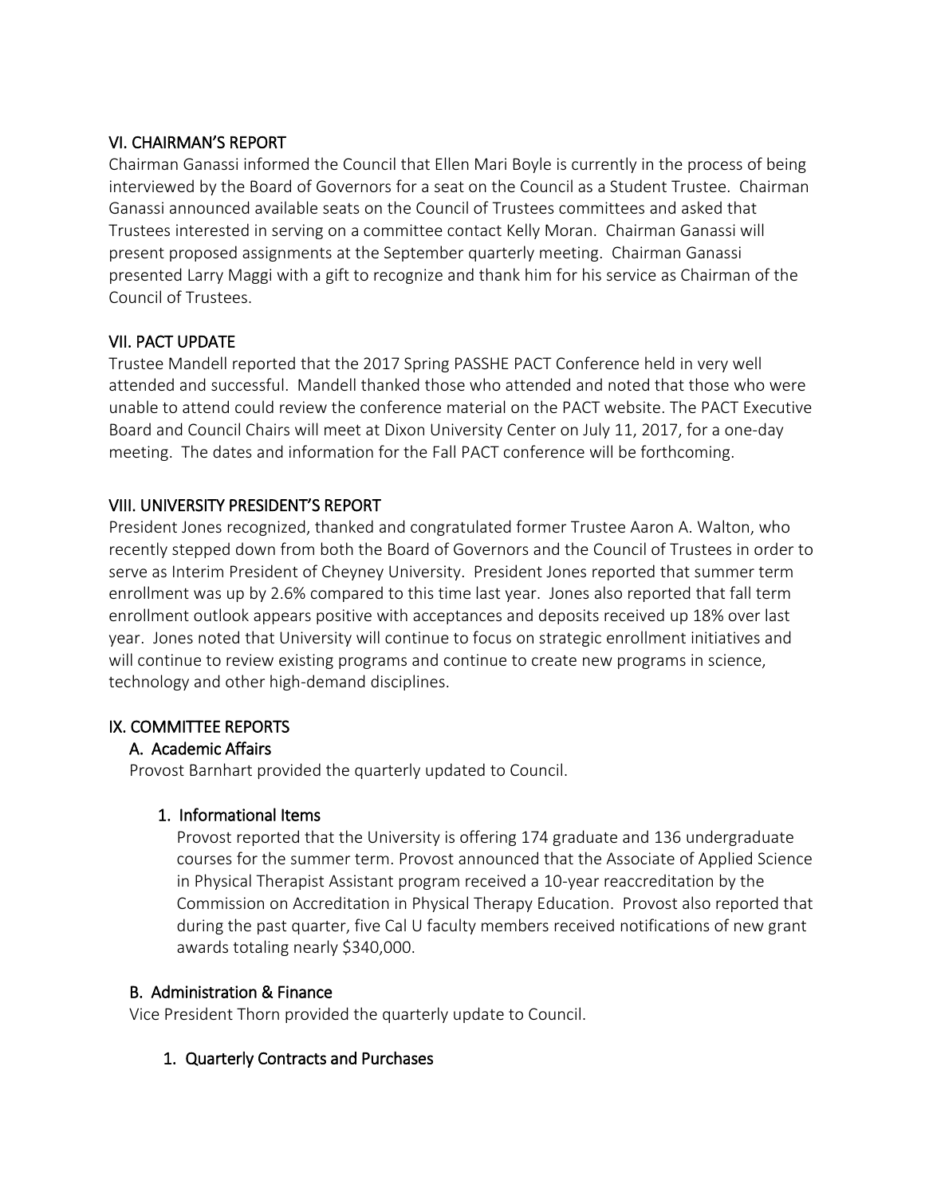## VI. CHAIRMAN'S REPORT

Chairman Ganassi informed the Council that Ellen Mari Boyle is currently in the process of being interviewed by the Board of Governors for a seat on the Council as a Student Trustee. Chairman Ganassi announced available seats on the Council of Trustees committees and asked that Trustees interested in serving on a committee contact Kelly Moran. Chairman Ganassi will present proposed assignments at the September quarterly meeting. Chairman Ganassi presented Larry Maggi with a gift to recognize and thank him for his service as Chairman of the Council of Trustees.

## VII. PACT UPDATE

Trustee Mandell reported that the 2017 Spring PASSHE PACT Conference held in very well attended and successful. Mandell thanked those who attended and noted that those who were unable to attend could review the conference material on the PACT website. The PACT Executive Board and Council Chairs will meet at Dixon University Center on July 11, 2017, for a one-day meeting. The dates and information for the Fall PACT conference will be forthcoming.

## VIII. UNIVERSITY PRESIDENT'S REPORT

President Jones recognized, thanked and congratulated former Trustee Aaron A. Walton, who recently stepped down from both the Board of Governors and the Council of Trustees in order to serve as Interim President of Cheyney University. President Jones reported that summer term enrollment was up by 2.6% compared to this time last year. Jones also reported that fall term enrollment outlook appears positive with acceptances and deposits received up 18% over last year. Jones noted that University will continue to focus on strategic enrollment initiatives and will continue to review existing programs and continue to create new programs in science, technology and other high-demand disciplines.

## IX. COMMITTEE REPORTS

### A. Academic Affairs

Provost Barnhart provided the quarterly updated to Council.

#### 1. Informational Items

Provost reported that the University is offering 174 graduate and 136 undergraduate courses for the summer term. Provost announced that the Associate of Applied Science in Physical Therapist Assistant program received a 10-year reaccreditation by the Commission on Accreditation in Physical Therapy Education. Provost also reported that during the past quarter, five Cal U faculty members received notifications of new grant awards totaling nearly $340,000.

### B. Administration & Finance

Vice President Thorn provided the quarterly update to Council.

#### 1. Quarterly Contracts and Purchases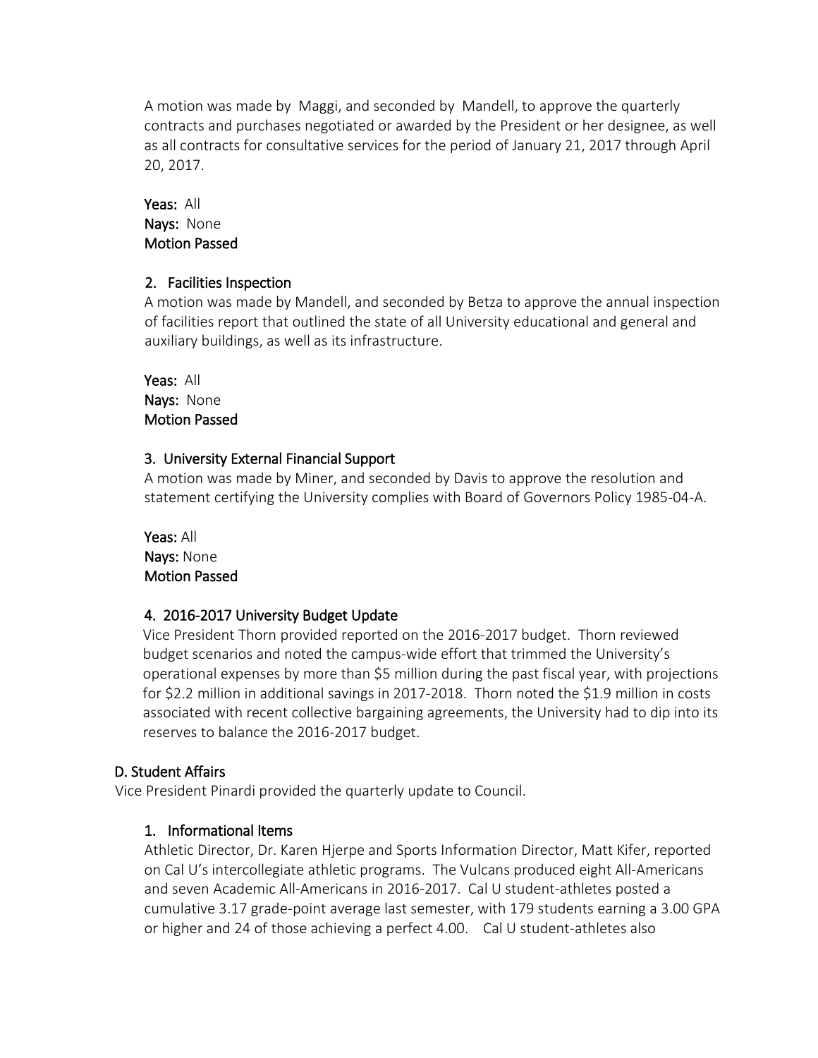A motion was made by Maggi, and seconded by Mandell, to approve the quarterly contracts and purchases negotiated or awarded by the President or her designee, as well as all contracts for consultative services for the period of January 21, 2017 through April 20, 2017.

**Yeas:** All
**Nays:** None
**Motion Passed**

### 2. Facilities Inspection

A motion was made by Mandell, and seconded by Betza to approve the annual inspection of facilities report that outlined the state of all University educational and general and auxiliary buildings, as well as its infrastructure.

**Yeas:** All
**Nays:** None
**Motion Passed**

### 3. University External Financial Support

A motion was made by Miner, and seconded by Davis to approve the resolution and statement certifying the University complies with Board of Governors Policy 1985-04-A.

**Yeas:** All
**Nays:** None
**Motion Passed**

### 4. 2016-2017 University Budget Update

Vice President Thorn provided reported on the 2016-2017 budget. Thorn reviewed budget scenarios and noted the campus-wide effort that trimmed the University's operational expenses by more than $5 million during the past fiscal year, with projections for $2.2 million in additional savings in 2017-2018. Thorn noted the $1.9 million in costs associated with recent collective bargaining agreements, the University had to dip into its reserves to balance the 2016-2017 budget.

## D. Student Affairs

Vice President Pinardi provided the quarterly update to Council.

### 1. Informational Items

Athletic Director, Dr. Karen Hjerpe and Sports Information Director, Matt Kifer, reported on Cal U's intercollegiate athletic programs. The Vulcans produced eight All-Americans and seven Academic All-Americans in 2016-2017. Cal U student-athletes posted a cumulative 3.17 grade-point average last semester, with 179 students earning a 3.00 GPA or higher and 24 of those achieving a perfect 4.00. Cal U student-athletes also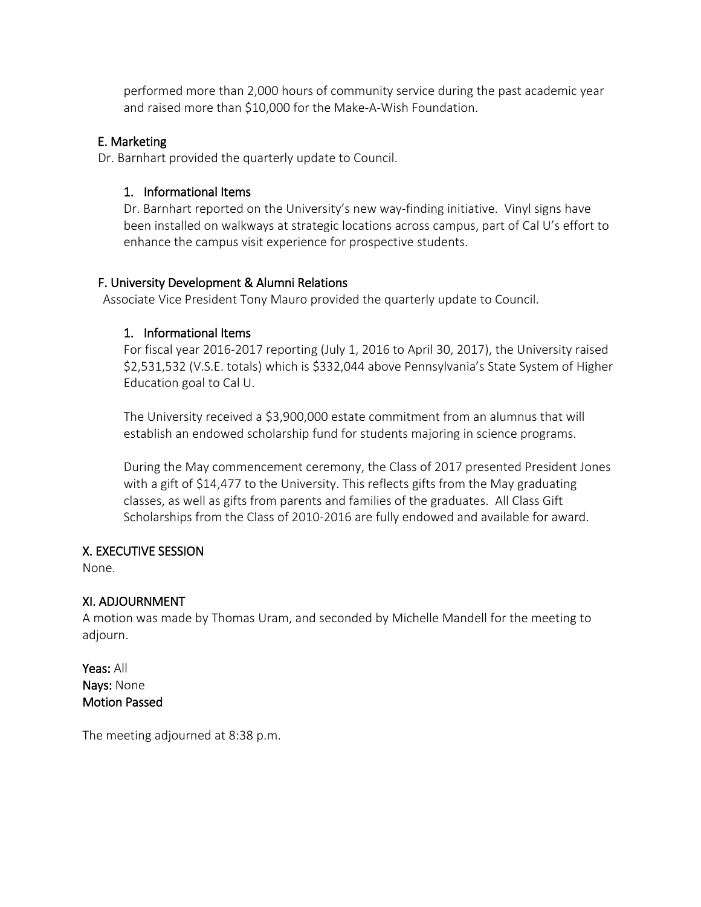performed more than 2,000 hours of community service during the past academic year and raised more than $10,000 for the Make-A-Wish Foundation.

### E. Marketing

Dr. Barnhart provided the quarterly update to Council.

#### 1. Informational Items

Dr. Barnhart reported on the University's new way-finding initiative. Vinyl signs have been installed on walkways at strategic locations across campus, part of Cal U's effort to enhance the campus visit experience for prospective students.

### F. University Development & Alumni Relations

Associate Vice President Tony Mauro provided the quarterly update to Council.

#### 1. Informational Items

For fiscal year 2016-2017 reporting (July 1, 2016 to April 30, 2017), the University raised $2,531,532 (V.S.E. totals) which is $332,044 above Pennsylvania's State System of Higher Education goal to Cal U.

The University received a $3,900,000 estate commitment from an alumnus that will establish an endowed scholarship fund for students majoring in science programs.

During the May commencement ceremony, the Class of 2017 presented President Jones with a gift of $14,477 to the University. This reflects gifts from the May graduating classes, as well as gifts from parents and families of the graduates. All Class Gift Scholarships from the Class of 2010-2016 are fully endowed and available for award.

## X. EXECUTIVE SESSION

None.

## XI. ADJOURNMENT

A motion was made by Thomas Uram, and seconded by Michelle Mandell for the meeting to adjourn.

**Yeas:** All
**Nays:** None
**Motion Passed**

The meeting adjourned at 8:38 p.m.